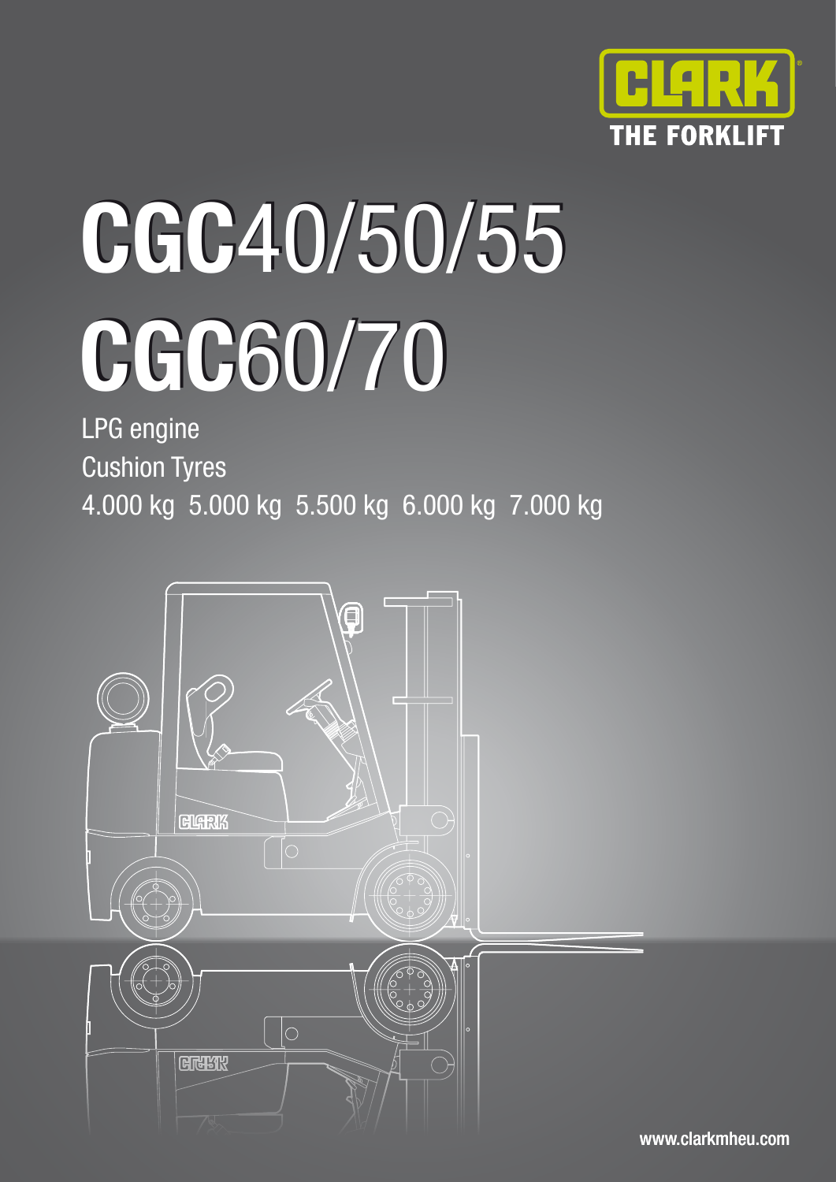CLARK
THE FORKLIFT

# CGC40/50/55
# CGC60/70

LPG engine
Cushion Tyres
4.000 kg 5.000 kg 5.500 kg 6.000 kg 7.000 kg

www.clarkmheu.com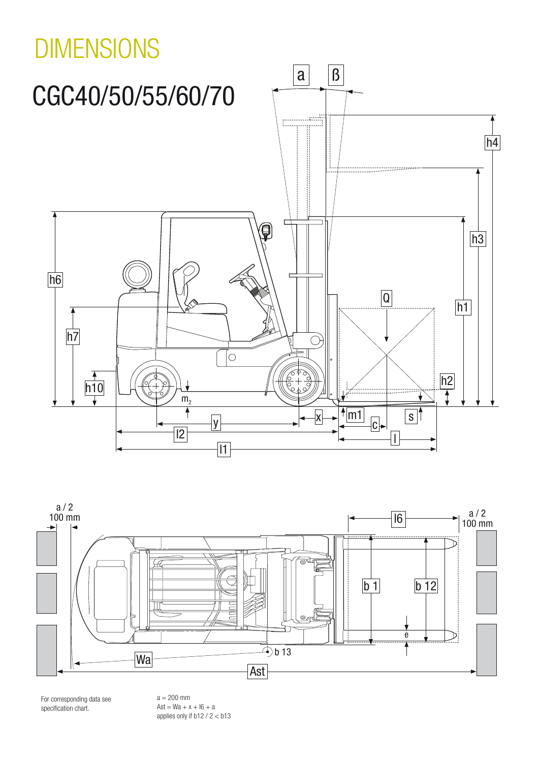# DIMENSIONS

## CGC40/50/55/60/70

For corresponding data see specification chart.

a = 200 mm
Ast = Wa + x + l6 + a
applies only if b12 / 2 < b13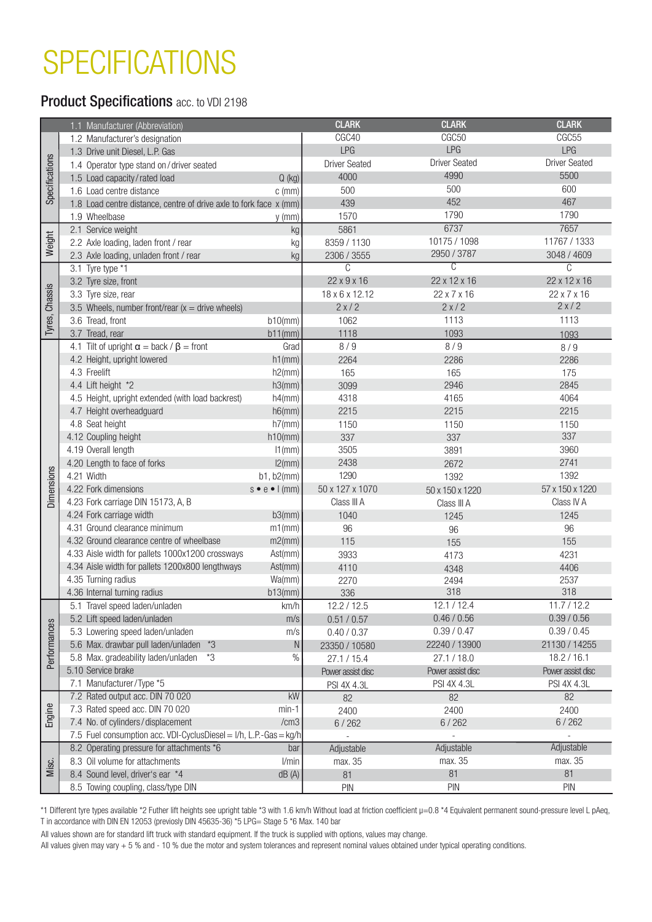# SPECIFICATIONS

## Product Specifications acc. to VDI 2198

| | | | CLARK | CLARK | CLARK |
|---|---|---|---|---|---|
| | 1.1 Manufacturer (Abbreviation) | | CLARK | CLARK | CLARK |
| Specifications | 1.2 Manufacturer's designation | | CGC40 | CGC50 | CGC55 |
| | 1.3 Drive unit Diesel, L.P. Gas | | LPG | LPG | LPG |
| | 1.4 Operator type stand on / driver seated | | Driver Seated | Driver Seated | Driver Seated |
| | 1.5 Load capacity / rated load | Q (kg) | 4000 | 4990 | 5500 |
| | 1.6 Load centre distance | c (mm) | 500 | 500 | 600 |
| | 1.8 Load centre distance, centre of drive axle to fork face | x (mm) | 439 | 452 | 467 |
| | 1.9 Wheelbase | y (mm) | 1570 | 1790 | 1790 |
| Weight | 2.1 Service weight | kg | 5861 | 6737 | 7657 |
| | 2.2 Axle loading, laden front / rear | kg | 8359 / 1130 | 10175 / 1098 | 11767 / 1333 |
| | 2.3 Axle loading, unladen front / rear | kg | 2306 / 3555 | 2950 / 3787 | 3048 / 4609 |
| Tyres, Chassis | 3.1 Tyre type *1 | | C | C | C |
| | 3.2 Tyre size, front | | 22 x 9 x 16 | 22 x 12 x 16 | 22 x 12 x 16 |
| | 3.3 Tyre size, rear | | 18 x 6 x 12.12 | 22 x 7 x 16 | 22 x 7 x 16 |
| | 3.5 Wheels, number front/rear (x = drive wheels) | | 2 x / 2 | 2 x / 2 | 2 x / 2 |
| | 3.6 Tread, front | b10(mm) | 1062 | 1113 | 1113 |
| | 3.7 Tread, rear | b11(mm) | 1118 | 1093 | 1093 |
| Dimensions | 4.1 Tilt of upright α = back / β = front | Grad | 8 / 9 | 8 / 9 | 8 / 9 |
| | 4.2 Height, upright lowered | h1(mm) | 2264 | 2286 | 2286 |
| | 4.3 Freelift | h2(mm) | 165 | 165 | 175 |
| | 4.4 Lift height *2 | h3(mm) | 3099 | 2946 | 2845 |
| | 4.5 Height, upright extended (with load backrest) | h4(mm) | 4318 | 4165 | 4064 |
| | 4.7 Height overheadguard | h6(mm) | 2215 | 2215 | 2215 |
| | 4.8 Seat height | h7(mm) | 1150 | 1150 | 1150 |
| | 4.12 Coupling height | h10(mm) | 337 | 337 | 337 |
| | 4.19 Overall length | l1(mm) | 3505 | 3891 | 3960 |
| | 4.20 Length to face of forks | l2(mm) | 2438 | 2672 | 2741 |
| | 4.21 Width | b1, b2(mm) | 1290 | 1392 | 1392 |
| | 4.22 Fork dimensions | s • e • l (mm) | 50 x 127 x 1070 | 50 x 150 x 1220 | 57 x 150 x 1220 |
| | 4.23 Fork carriage DIN 15173, A, B | | Class III A | Class III A | Class IV A |
| | 4.24 Fork carriage width | b3(mm) | 1040 | 1245 | 1245 |
| | 4.31 Ground clearance minimum | m1(mm) | 96 | 96 | 96 |
| | 4.32 Ground clearance centre of wheelbase | m2(mm) | 115 | 155 | 155 |
| | 4.33 Aisle width for pallets 1000x1200 crossways | Ast(mm) | 3933 | 4173 | 4231 |
| | 4.34 Aisle width for pallets 1200x800 lengthways | Ast(mm) | 4110 | 4348 | 4406 |
| | 4.35 Turning radius | Wa(mm) | 2270 | 2494 | 2537 |
| | 4.36 Internal turning radius | b13(mm) | 336 | 318 | 318 |
| Performances | 5.1 Travel speed laden/unladen | km/h | 12.2 / 12.5 | 12.1 / 12.4 | 11.7 / 12.2 |
| | 5.2 Lift speed laden/unladen | m/s | 0.51 / 0.57 | 0.46 / 0.56 | 0.39 / 0.56 |
| | 5.3 Lowering speed laden/unladen | m/s | 0.40 / 0.37 | 0.39 / 0.47 | 0.39 / 0.45 |
| | 5.6 Max. drawbar pull laden/unladen *3 | N | 23350 / 10580 | 22240 / 13900 | 21130 / 14255 |
| | 5.8 Max. gradeability laden/unladen *3 | % | 27.1 / 15.4 | 27.1 / 18.0 | 18.2 / 16.1 |
| | 5.10 Service brake | | Power assist disc | Power assist disc | Power assist disc |
| Engine | 7.1 Manufacturer / Type *5 | | PSI 4X 4.3L | PSI 4X 4.3L | PSI 4X 4.3L |
| | 7.2 Rated output acc. DIN 70 020 | kW | 82 | 82 | 82 |
| | 7.3 Rated speed acc. DIN 70 020 | min-1 | 2400 | 2400 | 2400 |
| | 7.4 No. of cylinders / displacement | /cm3 | 6 / 262 | 6 / 262 | 6 / 262 |
| | 7.5 Fuel consumption acc. VDI-CyclusDiesel = l/h, L.P.-Gas = kg/h | | - | - | - |
| Misc. | 8.2 Operating pressure for attachments *6 | bar | Adjustable | Adjustable | Adjustable |
| | 8.3 Oil volume for attachments | l/min | max. 35 | max. 35 | max. 35 |
| | 8.4 Sound level, driver's ear *4 | dB (A) | 81 | 81 | 81 |
| | 8.5 Towing coupling, class/type DIN | | PIN | PIN | PIN |

*1 Different tyre types available *2 Futher lift heights see upright table *3 with 1.6 km/h Without load at friction coefficient μ=0.8 *4 Equivalent permanent sound-pressure level L pAeq, T in accordance with DIN EN 12053 (previosly DIN 45635-36) *5 LPG= Stage 5 *6 Max. 140 bar

All values shown are for standard lift truck with standard equipment. If the truck is supplied with options, values may change.

All values given may vary + 5 % and - 10 % due the motor and system tolerances and represent nominal values obtained under typical operating conditions.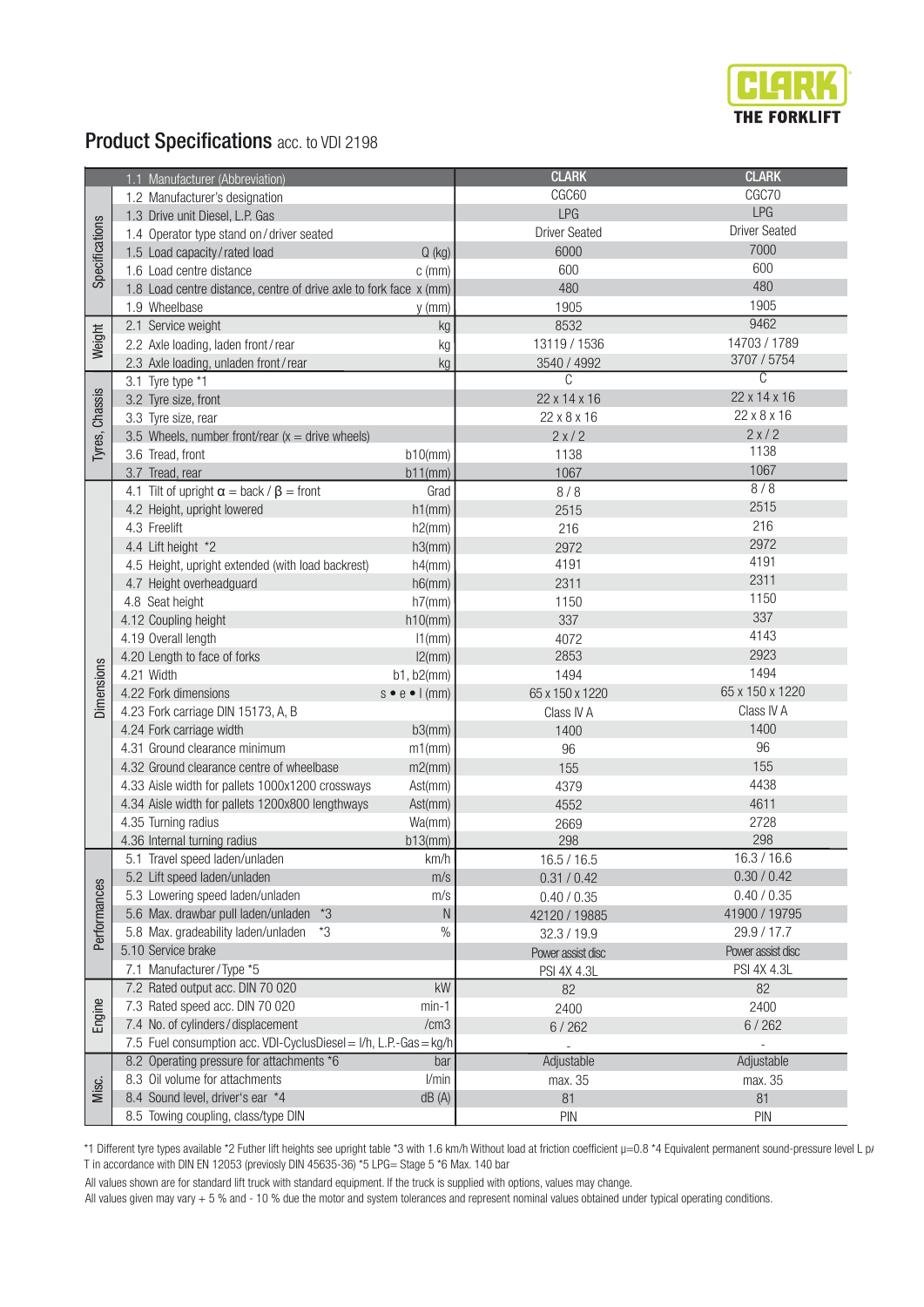## Product Specifications acc. to VDI 2198

| Section | Item | Unit | CLARK | CLARK |
|---|---|---|---|---|
| Specifications | 1.1 Manufacturer (Abbreviation) | | CLARK | CLARK |
| | 1.2 Manufacturer's designation | | CGC60 | CGC70 |
| | 1.3 Drive unit Diesel, L.P. Gas | | LPG | LPG |
| | 1.4 Operator type stand on / driver seated | | Driver Seated | Driver Seated |
| | 1.5 Load capacity / rated load | Q (kg) | 6000 | 7000 |
| | 1.6 Load centre distance | c (mm) | 600 | 600 |
| | 1.8 Load centre distance, centre of drive axle to fork face | x (mm) | 480 | 480 |
| | 1.9 Wheelbase | y (mm) | 1905 | 1905 |
| Weight | 2.1 Service weight | kg | 8532 | 9462 |
| | 2.2 Axle loading, laden front / rear | kg | 13119 / 1536 | 14703 / 1789 |
| | 2.3 Axle loading, unladen front / rear | kg | 3540 / 4992 | 3707 / 5754 |
| Tyres, Chassis | 3.1 Tyre type *1 | | C | C |
| | 3.2 Tyre size, front | | 22 x 14 x 16 | 22 x 14 x 16 |
| | 3.3 Tyre size, rear | | 22 x 8 x 16 | 22 x 8 x 16 |
| | 3.5 Wheels, number front/rear (x = drive wheels) | | 2 x / 2 | 2 x / 2 |
| | 3.6 Tread, front | b10(mm) | 1138 | 1138 |
| | 3.7 Tread, rear | b11(mm) | 1067 | 1067 |
| Dimensions | 4.1 Tilt of upright $\alpha$ = back / $\beta$ = front | Grad | 8 / 8 | 8 / 8 |
| | 4.2 Height, upright lowered | h1(mm) | 2515 | 2515 |
| | 4.3 Freelift | h2(mm) | 216 | 216 |
| | 4.4 Lift height *2 | h3(mm) | 2972 | 2972 |
| | 4.5 Height, upright extended (with load backrest) | h4(mm) | 4191 | 4191 |
| | 4.7 Height overheadguard | h6(mm) | 2311 | 2311 |
| | 4.8 Seat height | h7(mm) | 1150 | 1150 |
| | 4.12 Coupling height | h10(mm) | 337 | 337 |
| | 4.19 Overall length | l1(mm) | 4072 | 4143 |
| | 4.20 Length to face of forks | l2(mm) | 2853 | 2923 |
| | 4.21 Width | b1, b2(mm) | 1494 | 1494 |
| | 4.22 Fork dimensions | s • e • l (mm) | 65 x 150 x 1220 | 65 x 150 x 1220 |
| | 4.23 Fork carriage DIN 15173, A, B | | Class IV A | Class IV A |
| | 4.24 Fork carriage width | b3(mm) | 1400 | 1400 |
| | 4.31 Ground clearance minimum | m1(mm) | 96 | 96 |
| | 4.32 Ground clearance centre of wheelbase | m2(mm) | 155 | 155 |
| | 4.33 Aisle width for pallets 1000x1200 crossways | Ast(mm) | 4379 | 4438 |
| | 4.34 Aisle width for pallets 1200x800 lengthways | Ast(mm) | 4552 | 4611 |
| | 4.35 Turning radius | Wa(mm) | 2669 | 2728 |
| | 4.36 Internal turning radius | b13(mm) | 298 | 298 |
| Performances | 5.1 Travel speed laden/unladen | km/h | 16.5 / 16.5 | 16.3 / 16.6 |
| | 5.2 Lift speed laden/unladen | m/s | 0.31 / 0.42 | 0.30 / 0.42 |
| | 5.3 Lowering speed laden/unladen | m/s | 0.40 / 0.35 | 0.40 / 0.35 |
| | 5.6 Max. drawbar pull laden/unladen *3 | N | 42120 / 19885 | 41900 / 19795 |
| | 5.8 Max. gradeability laden/unladen *3 | % | 32.3 / 19.9 | 29.9 / 17.7 |
| | 5.10 Service brake | | Power assist disc | Power assist disc |
| Engine | 7.1 Manufacturer / Type *5 | | PSI 4X 4.3L | PSI 4X 4.3L |
| | 7.2 Rated output acc. DIN 70 020 | kW | 82 | 82 |
| | 7.3 Rated speed acc. DIN 70 020 | min-1 | 2400 | 2400 |
| | 7.4 No. of cylinders / displacement | /cm3 | 6 / 262 | 6 / 262 |
| | 7.5 Fuel consumption acc. VDI-CyclusDiesel = l/h, L.P.-Gas = kg/h | | - | - |
| Misc. | 8.2 Operating pressure for attachments *6 | bar | Adjustable | Adjustable |
| | 8.3 Oil volume for attachments | l/min | max. 35 | max. 35 |
| | 8.4 Sound level, driver's ear *4 | dB (A) | 81 | 81 |
| | 8.5 Towing coupling, class/type DIN | | PIN | PIN |

*1 Different tyre types available *2 Futher lift heights see upright table *3 with 1.6 km/h Without load at friction coefficient μ=0.8 *4 Equivalent permanent sound-pressure level L pA T in accordance with DIN EN 12053 (previosly DIN 45635-36) *5 LPG= Stage 5 *6 Max. 140 bar

All values shown are for standard lift truck with standard equipment. If the truck is supplied with options, values may change.

All values given may vary + 5 % and - 10 % due the motor and system tolerances and represent nominal values obtained under typical operating conditions.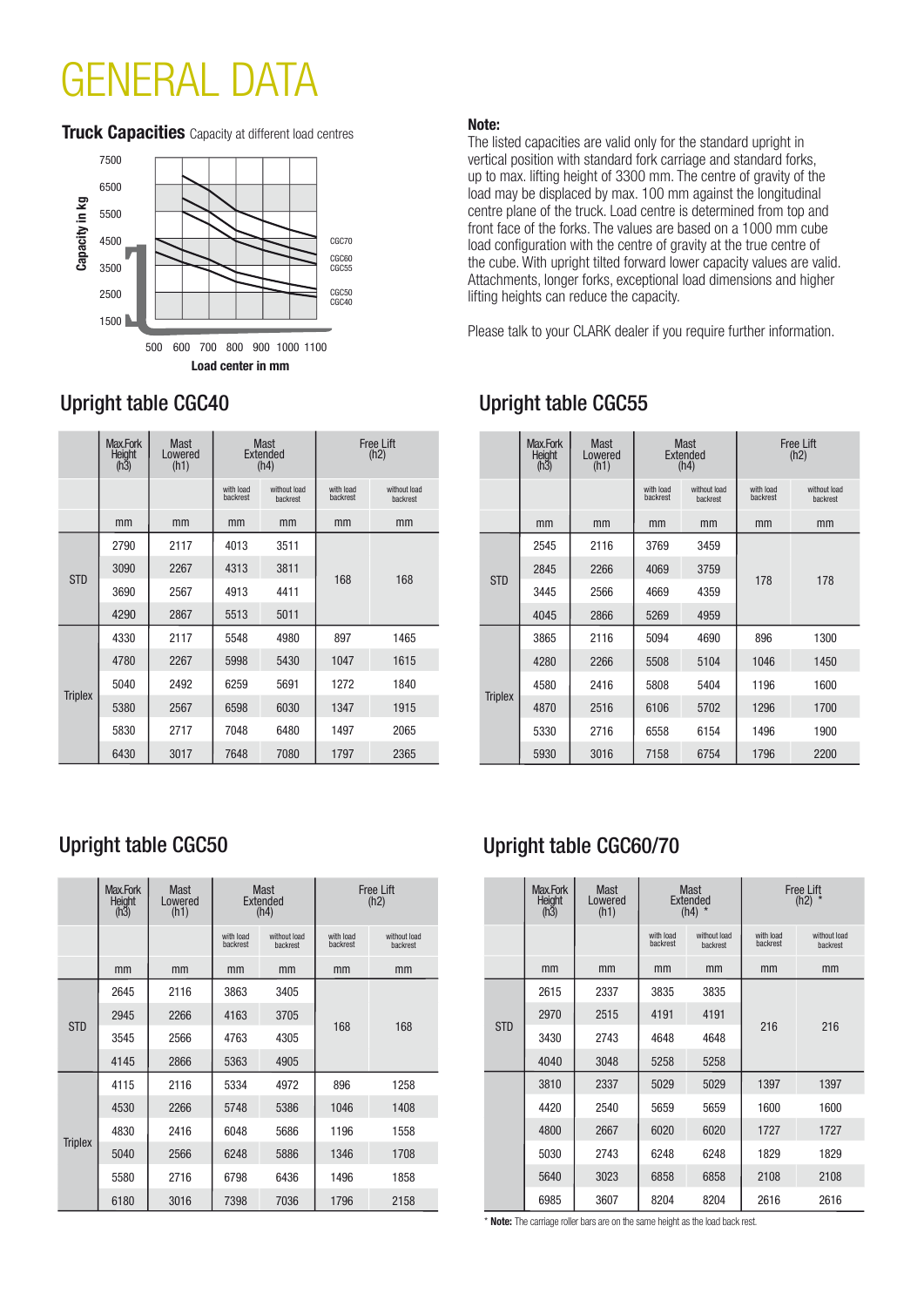# GENERAL DATA

**Truck Capacities** Capacity at different load centres

Capacity in kg: 7500, 6500, 5500, 4500, 3500, 2500, 1500

CGC70, CGC60, CGC55, CGC50, CGC40

500 600 700 800 900 1000 1100

**Load center in mm**

**Note:**
The listed capacities are valid only for the standard upright in vertical position with standard fork carriage and standard forks, up to max. lifting height of 3300 mm. The centre of gravity of the load may be displaced by max. 100 mm against the longitudinal centre plane of the truck. Load centre is determined from top and front face of the forks. The values are based on a 1000 mm cube load configuration with the centre of gravity at the true centre of the cube. With upright tilted forward lower capacity values are valid. Attachments, longer forks, exceptional load dimensions and higher lifting heights can reduce the capacity.

Please talk to your CLARK dealer if you require further information.

## Upright table CGC40

| | Max.Fork Height (h3) | Mast Lowered (h1) | Mast Extended (h4) | | Free Lift (h2) | |
|---|---|---|---|---|---|---|
| | | | with load backrest | without load backrest | with load backrest | without load backrest |
| | mm | mm | mm | mm | mm | mm |
| STD | 2790 | 2117 | 4013 | 3511 | 168 | 168 |
| | 3090 | 2267 | 4313 | 3811 | | |
| | 3690 | 2567 | 4913 | 4411 | | |
| | 4290 | 2867 | 5513 | 5011 | | |
| Triplex | 4330 | 2117 | 5548 | 4980 | 897 | 1465 |
| | 4780 | 2267 | 5998 | 5430 | 1047 | 1615 |
| | 5040 | 2492 | 6259 | 5691 | 1272 | 1840 |
| | 5380 | 2567 | 6598 | 6030 | 1347 | 1915 |
| | 5830 | 2717 | 7048 | 6480 | 1497 | 2065 |
| | 6430 | 3017 | 7648 | 7080 | 1797 | 2365 |

## Upright table CGC55

| | Max.Fork Height (h3) | Mast Lowered (h1) | Mast Extended (h4) | | Free Lift (h2) | |
|---|---|---|---|---|---|---|
| | | | with load backrest | without load backrest | with load backrest | without load backrest |
| | mm | mm | mm | mm | mm | mm |
| STD | 2545 | 2116 | 3769 | 3459 | 178 | 178 |
| | 2845 | 2266 | 4069 | 3759 | | |
| | 3445 | 2566 | 4669 | 4359 | | |
| | 4045 | 2866 | 5269 | 4959 | | |
| Triplex | 3865 | 2116 | 5094 | 4690 | 896 | 1300 |
| | 4280 | 2266 | 5508 | 5104 | 1046 | 1450 |
| | 4580 | 2416 | 5808 | 5404 | 1196 | 1600 |
| | 4870 | 2516 | 6106 | 5702 | 1296 | 1700 |
| | 5330 | 2716 | 6558 | 6154 | 1496 | 1900 |
| | 5930 | 3016 | 7158 | 6754 | 1796 | 2200 |

## Upright table CGC50

| | Max.Fork Height (h3) | Mast Lowered (h1) | Mast Extended (h4) | | Free Lift (h2) | |
|---|---|---|---|---|---|---|
| | | | with load backrest | without load backrest | with load backrest | without load backrest |
| | mm | mm | mm | mm | mm | mm |
| STD | 2645 | 2116 | 3863 | 3405 | 168 | 168 |
| | 2945 | 2266 | 4163 | 3705 | | |
| | 3545 | 2566 | 4763 | 4305 | | |
| | 4145 | 2866 | 5363 | 4905 | | |
| Triplex | 4115 | 2116 | 5334 | 4972 | 896 | 1258 |
| | 4530 | 2266 | 5748 | 5386 | 1046 | 1408 |
| | 4830 | 2416 | 6048 | 5686 | 1196 | 1558 |
| | 5040 | 2566 | 6248 | 5886 | 1346 | 1708 |
| | 5580 | 2716 | 6798 | 6436 | 1496 | 1858 |
| | 6180 | 3016 | 7398 | 7036 | 1796 | 2158 |

## Upright table CGC60/70

| | Max.Fork Height (h3) | Mast Lowered (h1) | Mast Extended (h4) * | | Free Lift (h2) * | |
|---|---|---|---|---|---|---|
| | | | with load backrest | without load backrest | with load backrest | without load backrest |
| | mm | mm | mm | mm | mm | mm |
| STD | 2615 | 2337 | 3835 | 3835 | 216 | 216 |
| | 2970 | 2515 | 4191 | 4191 | | |
| | 3430 | 2743 | 4648 | 4648 | | |
| | 4040 | 3048 | 5258 | 5258 | | |
| | 3810 | 2337 | 5029 | 5029 | 1397 | 1397 |
| | 4420 | 2540 | 5659 | 5659 | 1600 | 1600 |
| | 4800 | 2667 | 6020 | 6020 | 1727 | 1727 |
| | 5030 | 2743 | 6248 | 6248 | 1829 | 1829 |
| | 5640 | 3023 | 6858 | 6858 | 2108 | 2108 |
| | 6985 | 3607 | 8204 | 8204 | 2616 | 2616 |

\* **Note:** The carriage roller bars are on the same height as the load back rest.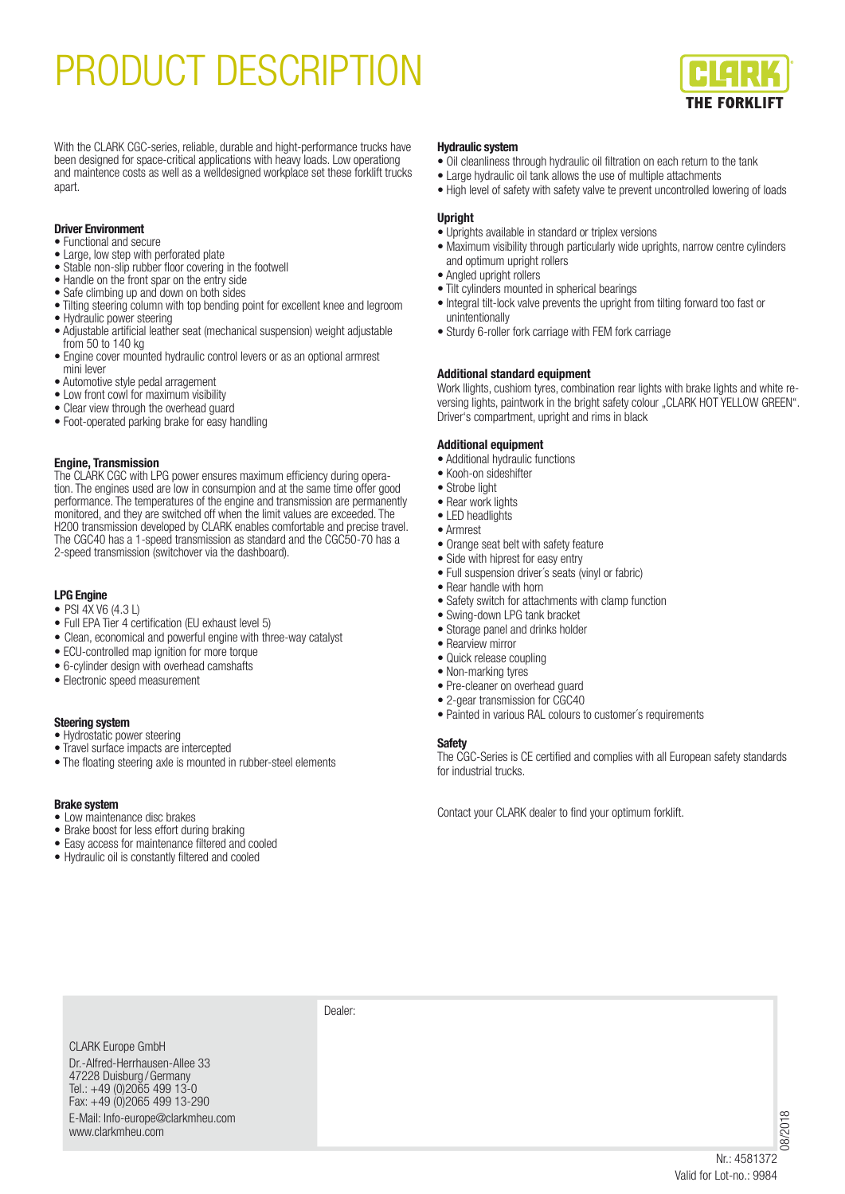# PRODUCT DESCRIPTION

CLARK THE FORKLIFT

With the CLARK CGC-series, reliable, durable and hight-performance trucks have been designed for space-critical applications with heavy loads. Low operating and maintence costs as well as a welldesigned workplace set these forklift trucks apart.

**Driver Environment**

- Functional and secure
- Large, low step with perforated plate
- Stable non-slip rubber floor covering in the footwell
- Handle on the front spar on the entry side
- Safe climbing up and down on both sides
- Tilting steering column with top bending point for excellent knee and legroom
- Hydraulic power steering
- Adjustable artificial leather seat (mechanical suspension) weight adjustable from 50 to 140 kg
- Engine cover mounted hydraulic control levers or as an optional armrest mini lever
- Automotive style pedal arragement
- Low front cowl for maximum visibility
- Clear view through the overhead guard
- Foot-operated parking brake for easy handling

**Engine, Transmission**

The CLARK CGC with LPG power ensures maximum efficiency during operation. The engines used are low in consumpion and at the same time offer good performance. The temperatures of the engine and transmission are permanently monitored, and they are switched off when the limit values are exceeded. The H200 transmission developed by CLARK enables comfortable and precise travel. The CGC40 has a 1-speed transmission as standard and the CGC50-70 has a 2-speed transmission (switchover via the dashboard).

**LPG Engine**

- PSI 4X V6 (4.3 L)
- Full EPA Tier 4 certification (EU exhaust level 5)
- Clean, economical and powerful engine with three-way catalyst
- ECU-controlled map ignition for more torque
- 6-cylinder design with overhead camshafts
- Electronic speed measurement

**Steering system**

- Hydrostatic power steering
- Travel surface impacts are intercepted
- The floating steering axle is mounted in rubber-steel elements

**Brake system**

- Low maintenance disc brakes
- Brake boost for less effort during braking
- Easy access for maintenance filtered and cooled
- Hydraulic oil is constantly filtered and cooled

**Hydraulic system**

- Oil cleanliness through hydraulic oil filtration on each return to the tank
- Large hydraulic oil tank allows the use of multiple attachments
- High level of safety with safety valve te prevent uncontrolled lowering of loads

**Upright**

- Uprights available in standard or triplex versions
- Maximum visibility through particularly wide uprights, narrow centre cylinders and optimum upright rollers
- Angled upright rollers
- Tilt cylinders mounted in spherical bearings
- Integral tilt-lock valve prevents the upright from tilting forward too fast or unintentionally
- Sturdy 6-roller fork carriage with FEM fork carriage

**Additional standard equipment**

Work llights, cushiom tyres, combination rear lights with brake lights and white reversing lights, paintwork in the bright safety colour „CLARK HOT YELLOW GREEN". Driver's compartment, upright and rims in black

**Additional equipment**

- Additional hydraulic functions
- Kooh-on sideshifter
- Strobe light
- Rear work lights
- LED headlights
- Armrest
- Orange seat belt with safety feature
- Side with hiprest for easy entry
- Full suspension driver´s seats (vinyl or fabric)
- Rear handle with horn
- Safety switch for attachments with clamp function
- Swing-down LPG tank bracket
- Storage panel and drinks holder
- Rearview mirror
- Quick release coupling
- Non-marking tyres
- Pre-cleaner on overhead guard
- 2-gear transmission for CGC40
- Painted in various RAL colours to customer´s requirements

**Safety**

The CGC-Series is CE certified and complies with all European safety standards for industrial trucks.

Contact your CLARK dealer to find your optimum forklift.

CLARK Europe GmbH
Dr.-Alfred-Herrhausen-Allee 33
47228 Duisburg / Germany
Tel.: +49 (0)2065 499 13-0
Fax: +49 (0)2065 499 13-290
E-Mail: Info-europe@clarkmheu.com
www.clarkmheu.com

Dealer:

08/2018

Nr.: 4581372
Valid for Lot-no.: 9984